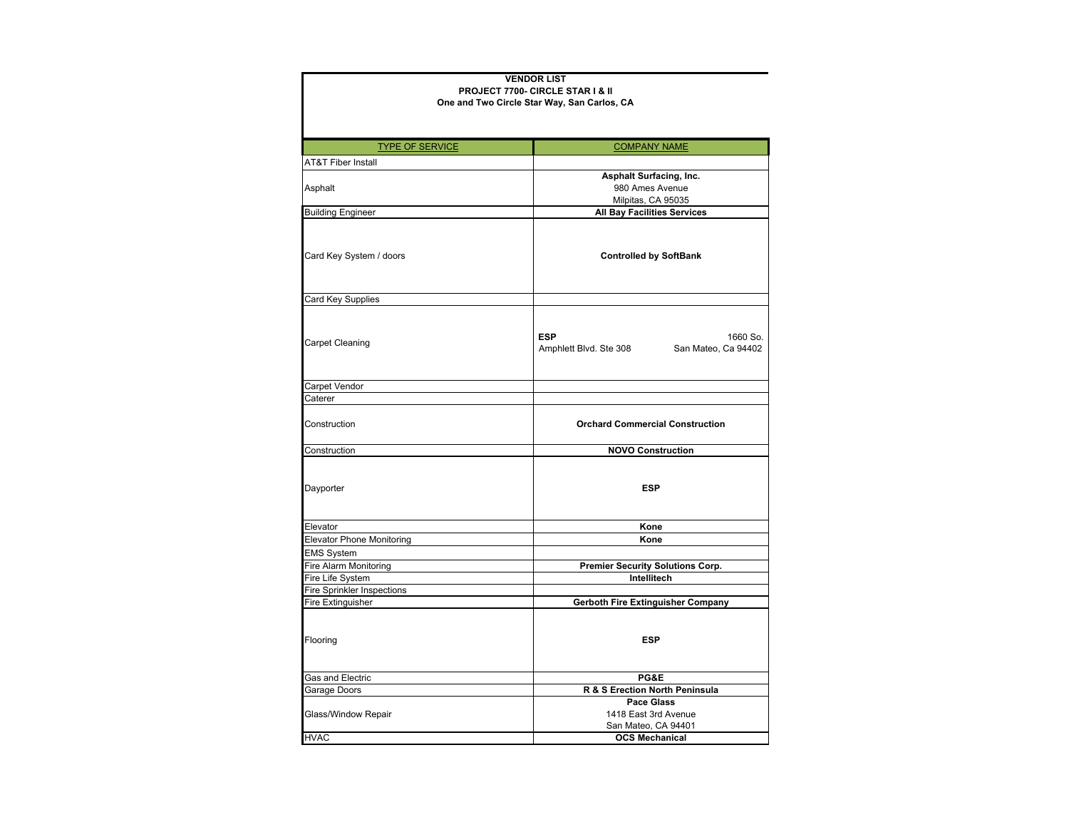**VENDOR LIST**
**PROJECT 7700- CIRCLE STAR I & II**
**One and Two Circle Star Way, San Carlos, CA**

| TYPE OF SERVICE | COMPANY NAME |
|---|---|
| AT&T Fiber Install | |
| Asphalt | **Asphalt Surfacing, Inc.**<br>980 Ames Avenue<br>Milpitas, CA 95035 |
| Building Engineer | **All Bay Facilities Services** |
| Card Key System / doors | **Controlled by SoftBank** |
| Card Key Supplies | |
| Carpet Cleaning | **ESP** 1660 So. Amphlett Blvd. Ste 308 San Mateo, Ca 94402 |
| Carpet Vendor | |
| Caterer | |
| Construction | **Orchard Commercial Construction** |
| Construction | **NOVO Construction** |
| Dayporter | **ESP** |
| Elevator | **Kone** |
| Elevator Phone Monitoring | **Kone** |
| EMS System | |
| Fire Alarm Monitoring | **Premier Security Solutions Corp.** |
| Fire Life System | **Intellitech** |
| Fire Sprinkler Inspections | |
| Fire Extinguisher | **Gerboth Fire Extinguisher Company** |
| Flooring | **ESP** |
| Gas and Electric | **PG&E** |
| Garage Doors | **R & S Erection North Peninsula** |
| Glass/Window Repair | **Pace Glass**<br>1418 East 3rd Avenue<br>San Mateo, CA 94401 |
| HVAC | **OCS Mechanical** |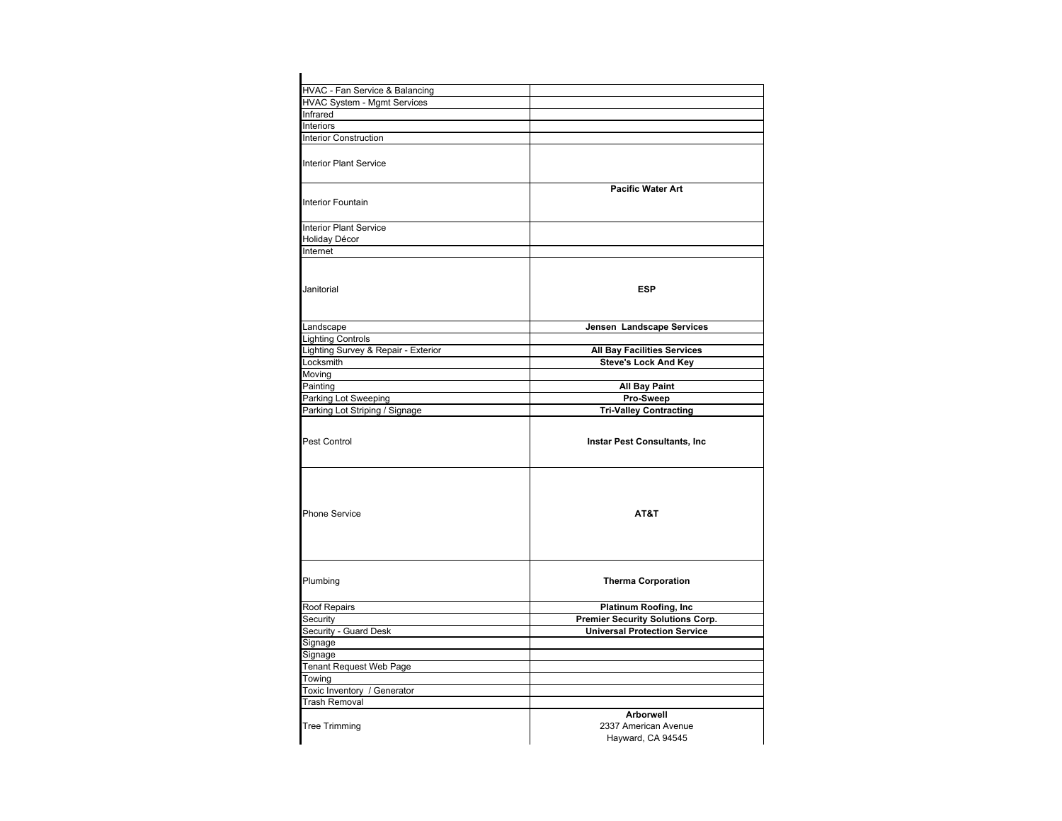| | |
|---|---|
| HVAC - Fan Service & Balancing | |
| HVAC System - Mgmt Services | |
| Infrared | |
| Interiors | |
| Interior Construction | |
| Interior Plant Service | |
| Interior Fountain | **Pacific Water Art** |
| Interior Plant Service<br>Holiday Décor | |
| Internet | |
| Janitorial | **ESP** |
| Landscape | **Jensen  Landscape Services** |
| Lighting Controls | |
| Lighting Survey & Repair - Exterior | **All Bay Facilities Services** |
| Locksmith | **Steve's Lock And Key** |
| Moving | |
| Painting | **All Bay Paint** |
| Parking Lot Sweeping | **Pro-Sweep** |
| Parking Lot Striping / Signage | **Tri-Valley Contracting** |
| Pest Control | **Instar Pest Consultants, Inc** |
| Phone Service | **AT&T** |
| Plumbing | **Therma Corporation** |
| Roof Repairs | **Platinum Roofing, Inc** |
| Security | **Premier Security Solutions Corp.** |
| Security - Guard Desk | **Universal Protection Service** |
| Signage | |
| Signage | |
| Tenant Request Web Page | |
| Towing | |
| Toxic Inventory  / Generator | |
| Trash Removal | |
| Tree Trimming | **Arborwell**<br>2337 American Avenue<br>Hayward, CA 94545 |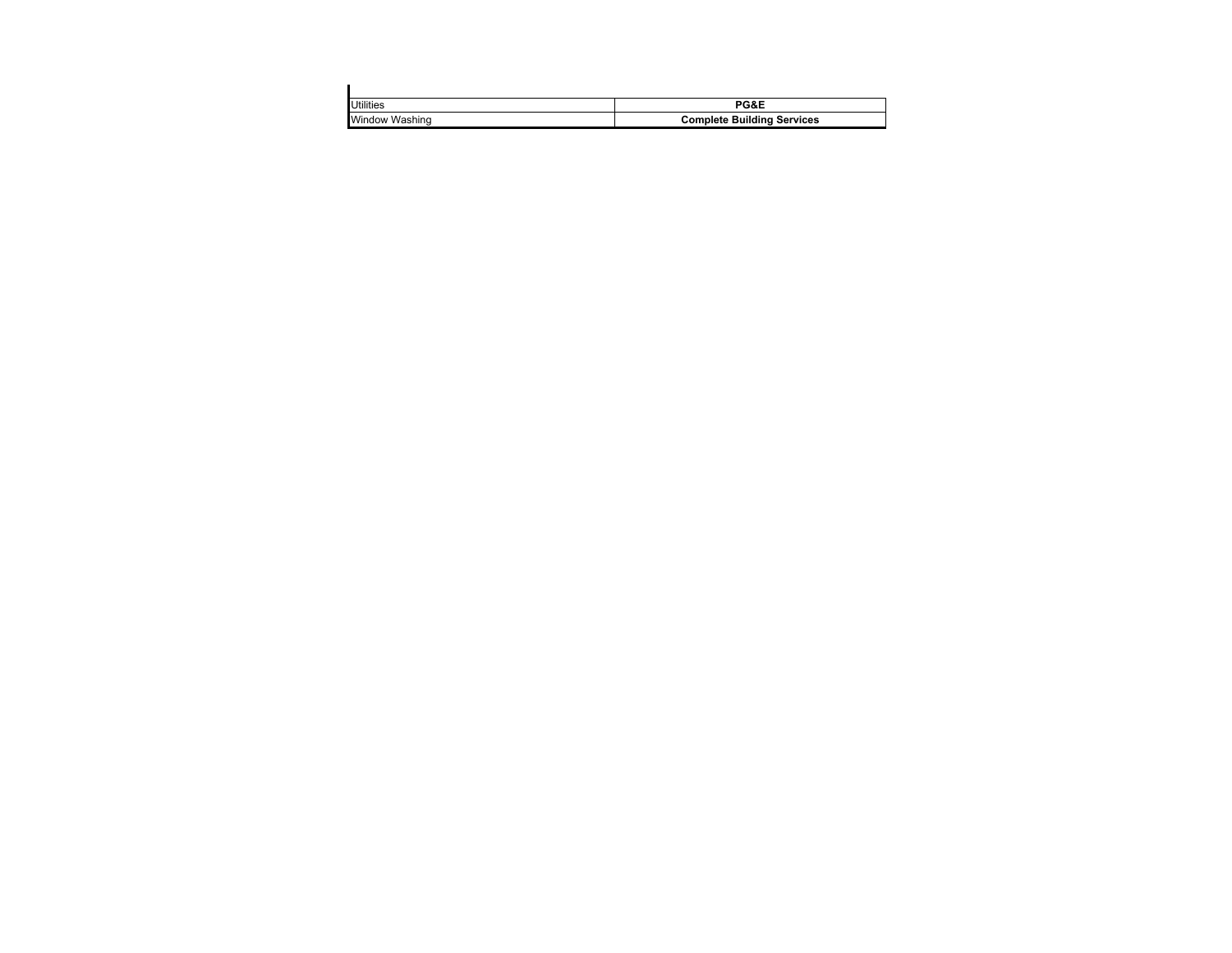| | |
|---|---|
| Utilities | **PG&E** |
| Window Washing | **Complete Building Services** |